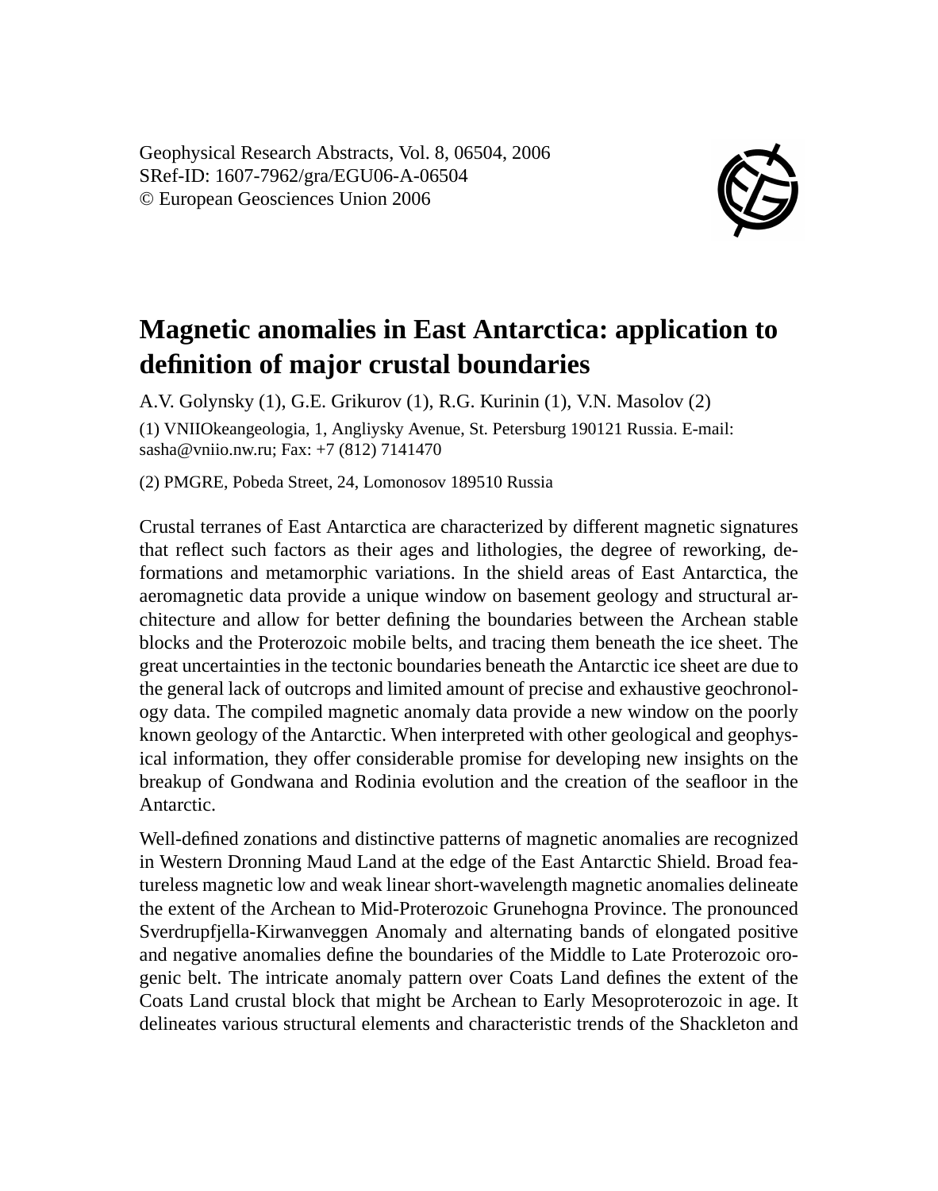Geophysical Research Abstracts, Vol. 8, 06504, 2006
SRef-ID: 1607-7962/gra/EGU06-A-06504
© European Geosciences Union 2006

# Magnetic anomalies in East Antarctica: application to definition of major crustal boundaries

A.V. Golynsky (1), G.E. Grikurov (1), R.G. Kurinin (1), V.N. Masolov (2)

(1) VNIIOkeangeologia, 1, Angliysky Avenue, St. Petersburg 190121 Russia. E-mail: sasha@vniio.nw.ru; Fax: +7 (812) 7141470

(2) PMGRE, Pobeda Street, 24, Lomonosov 189510 Russia

Crustal terranes of East Antarctica are characterized by different magnetic signatures that reflect such factors as their ages and lithologies, the degree of reworking, deformations and metamorphic variations. In the shield areas of East Antarctica, the aeromagnetic data provide a unique window on basement geology and structural architecture and allow for better defining the boundaries between the Archean stable blocks and the Proterozoic mobile belts, and tracing them beneath the ice sheet. The great uncertainties in the tectonic boundaries beneath the Antarctic ice sheet are due to the general lack of outcrops and limited amount of precise and exhaustive geochronology data. The compiled magnetic anomaly data provide a new window on the poorly known geology of the Antarctic. When interpreted with other geological and geophysical information, they offer considerable promise for developing new insights on the breakup of Gondwana and Rodinia evolution and the creation of the seafloor in the Antarctic.

Well-defined zonations and distinctive patterns of magnetic anomalies are recognized in Western Dronning Maud Land at the edge of the East Antarctic Shield. Broad featureless magnetic low and weak linear short-wavelength magnetic anomalies delineate the extent of the Archean to Mid-Proterozoic Grunehogna Province. The pronounced Sverdrupfjella-Kirwanveggen Anomaly and alternating bands of elongated positive and negative anomalies define the boundaries of the Middle to Late Proterozoic orogenic belt. The intricate anomaly pattern over Coats Land defines the extent of the Coats Land crustal block that might be Archean to Early Mesoproterozoic in age. It delineates various structural elements and characteristic trends of the Shackleton and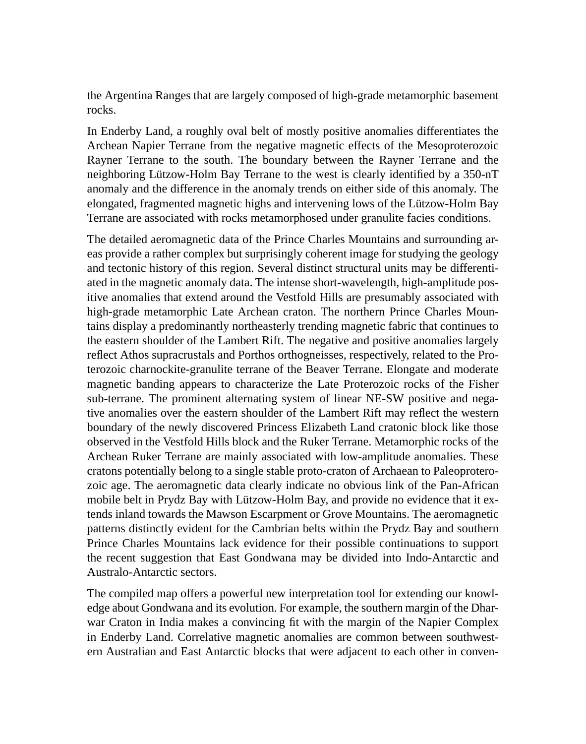the Argentina Ranges that are largely composed of high-grade metamorphic basement rocks.

In Enderby Land, a roughly oval belt of mostly positive anomalies differentiates the Archean Napier Terrane from the negative magnetic effects of the Mesoproterozoic Rayner Terrane to the south. The boundary between the Rayner Terrane and the neighboring Lützow-Holm Bay Terrane to the west is clearly identified by a 350-nT anomaly and the difference in the anomaly trends on either side of this anomaly. The elongated, fragmented magnetic highs and intervening lows of the Lützow-Holm Bay Terrane are associated with rocks metamorphosed under granulite facies conditions.

The detailed aeromagnetic data of the Prince Charles Mountains and surrounding areas provide a rather complex but surprisingly coherent image for studying the geology and tectonic history of this region. Several distinct structural units may be differentiated in the magnetic anomaly data. The intense short-wavelength, high-amplitude positive anomalies that extend around the Vestfold Hills are presumably associated with high-grade metamorphic Late Archean craton. The northern Prince Charles Mountains display a predominantly northeasterly trending magnetic fabric that continues to the eastern shoulder of the Lambert Rift. The negative and positive anomalies largely reflect Athos supracrustals and Porthos orthogneisses, respectively, related to the Proterozoic charnockite-granulite terrane of the Beaver Terrane. Elongate and moderate magnetic banding appears to characterize the Late Proterozoic rocks of the Fisher sub-terrane. The prominent alternating system of linear NE-SW positive and negative anomalies over the eastern shoulder of the Lambert Rift may reflect the western boundary of the newly discovered Princess Elizabeth Land cratonic block like those observed in the Vestfold Hills block and the Ruker Terrane. Metamorphic rocks of the Archean Ruker Terrane are mainly associated with low-amplitude anomalies. These cratons potentially belong to a single stable proto-craton of Archaean to Paleoproterozoic age. The aeromagnetic data clearly indicate no obvious link of the Pan-African mobile belt in Prydz Bay with Lützow-Holm Bay, and provide no evidence that it extends inland towards the Mawson Escarpment or Grove Mountains. The aeromagnetic patterns distinctly evident for the Cambrian belts within the Prydz Bay and southern Prince Charles Mountains lack evidence for their possible continuations to support the recent suggestion that East Gondwana may be divided into Indo-Antarctic and Australo-Antarctic sectors.

The compiled map offers a powerful new interpretation tool for extending our knowledge about Gondwana and its evolution. For example, the southern margin of the Dharwar Craton in India makes a convincing fit with the margin of the Napier Complex in Enderby Land. Correlative magnetic anomalies are common between southwestern Australian and East Antarctic blocks that were adjacent to each other in conven-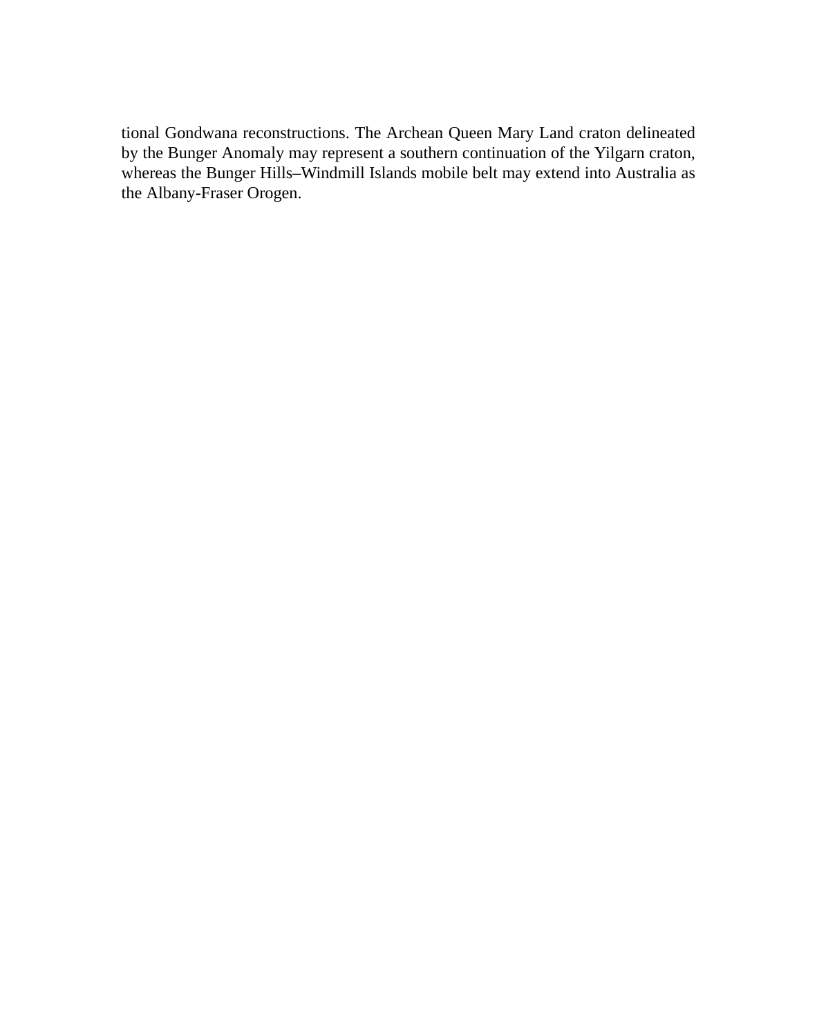tional Gondwana reconstructions. The Archean Queen Mary Land craton delineated by the Bunger Anomaly may represent a southern continuation of the Yilgarn craton, whereas the Bunger Hills–Windmill Islands mobile belt may extend into Australia as the Albany-Fraser Orogen.